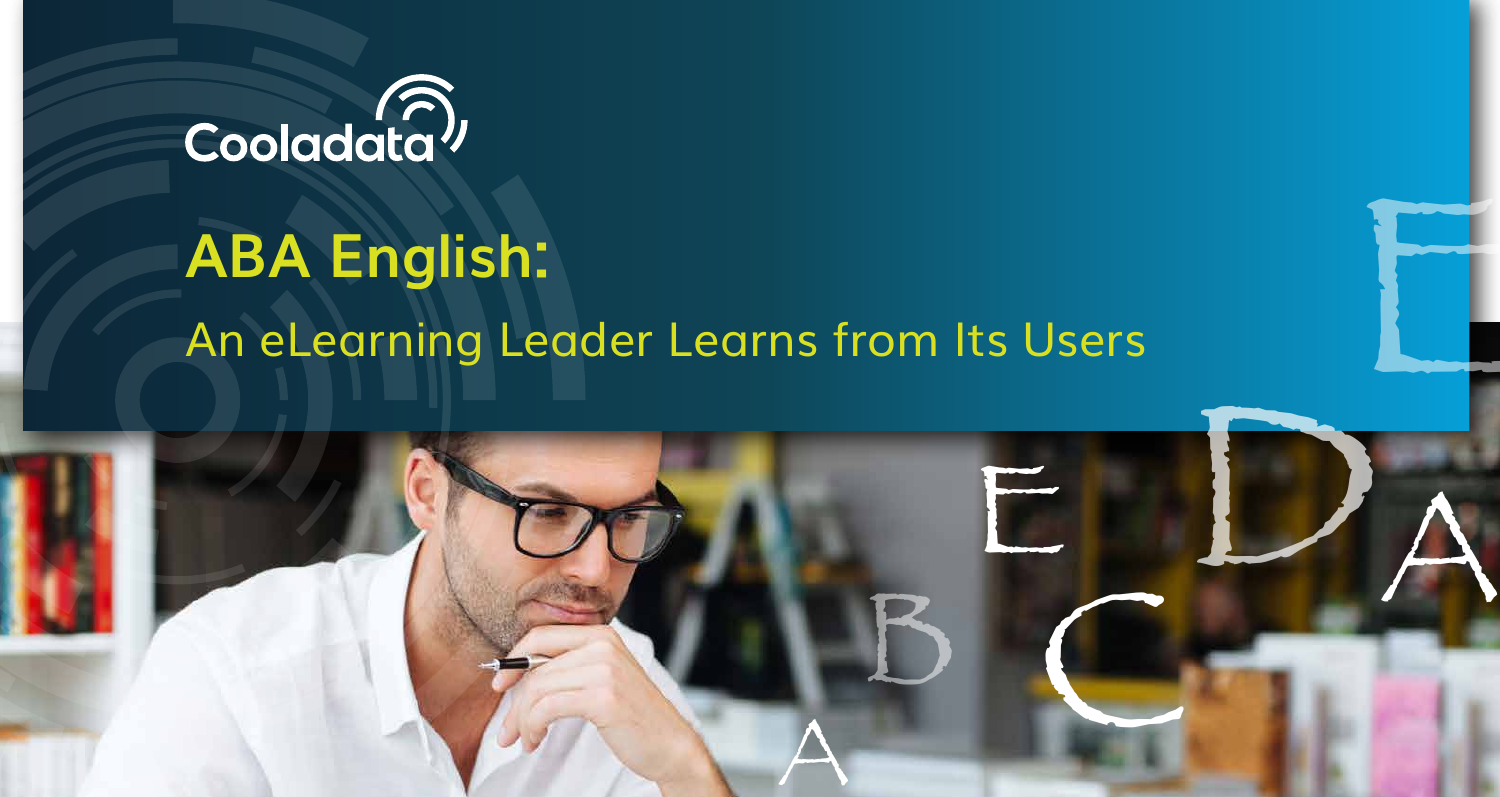Cooladata

# ABA English:

## An eLearning Leader Learns from Its Users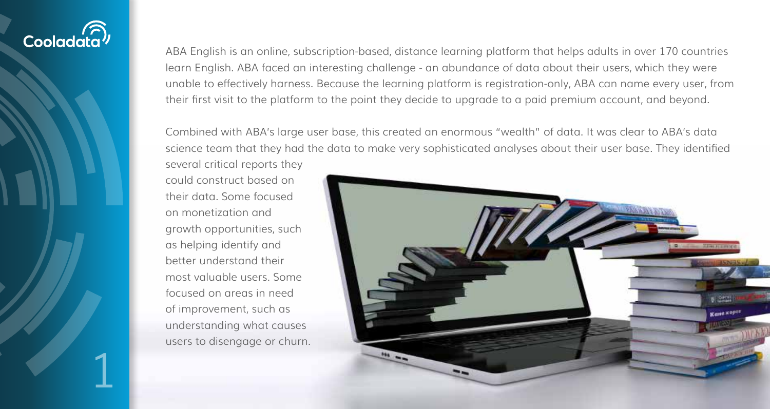ABA English is an online, subscription-based, distance learning platform that helps adults in over 170 countries learn English. ABA faced an interesting challenge - an abundance of data about their users, which they were unable to effectively harness. Because the learning platform is registration-only, ABA can name every user, from their first visit to the platform to the point they decide to upgrade to a paid premium account, and beyond.

Combined with ABA's large user base, this created an enormous "wealth" of data. It was clear to ABA's data science team that they had the data to make very sophisticated analyses about their user base. They identified several critical reports they could construct based on their data. Some focused on monetization and growth opportunities, such as helping identify and better understand their most valuable users. Some focused on areas in need of improvement, such as understanding what causes users to disengage or churn.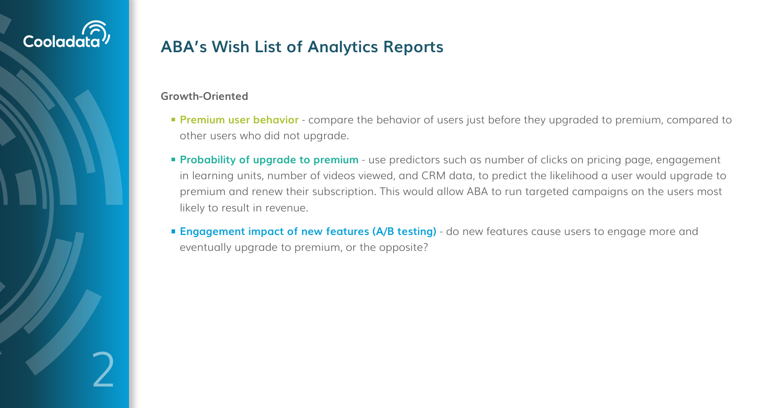## ABA's Wish List of Analytics Reports

**Growth-Oriented**

- **Premium user behavior** - compare the behavior of users just before they upgraded to premium, compared to other users who did not upgrade.
- **Probability of upgrade to premium** - use predictors such as number of clicks on pricing page, engagement in learning units, number of videos viewed, and CRM data, to predict the likelihood a user would upgrade to premium and renew their subscription. This would allow ABA to run targeted campaigns on the users most likely to result in revenue.
- **Engagement impact of new features (A/B testing)** - do new features cause users to engage more and eventually upgrade to premium, or the opposite?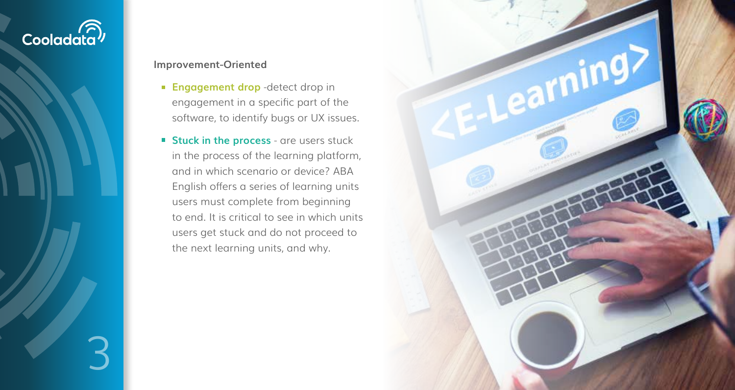**Improvement-Oriented**

- **Engagement drop** -detect drop in engagement in a specific part of the software, to identify bugs or UX issues.
- **Stuck in the process** - are users stuck in the process of the learning platform, and in which scenario or device? ABA English offers a series of learning units users must complete from beginning to end. It is critical to see in which units users get stuck and do not proceed to the next learning units, and why.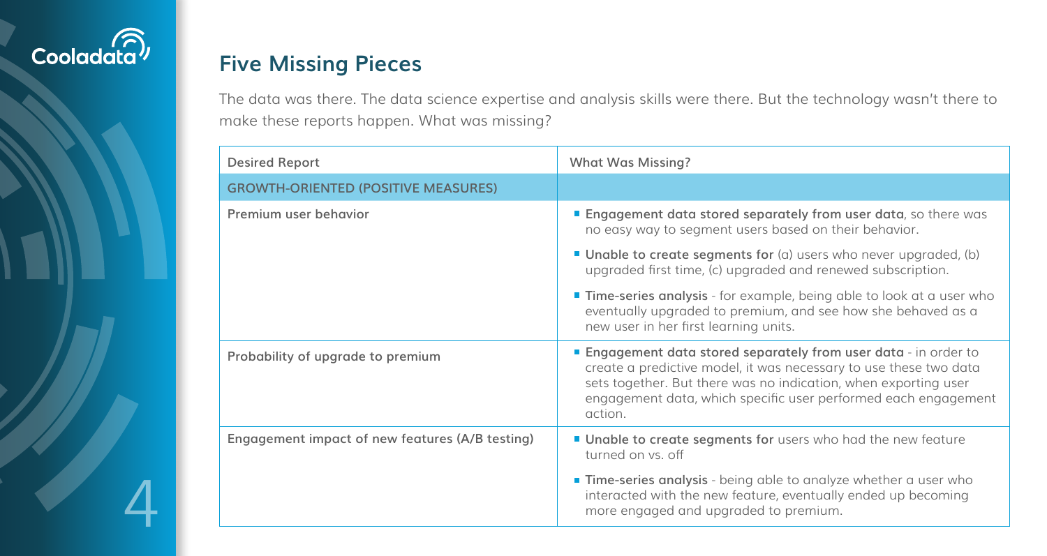## Five Missing Pieces

The data was there. The data science expertise and analysis skills were there. But the technology wasn't there to make these reports happen. What was missing?

| Desired Report | What Was Missing? |
| --- | --- |
| **GROWTH-ORIENTED (POSITIVE MEASURES)** | |
| **Premium user behavior** | ■ **Engagement data stored separately from user data**, so there was no easy way to segment users based on their behavior.<br>■ **Unable to create segments for** (a) users who never upgraded, (b) upgraded first time, (c) upgraded and renewed subscription.<br>■ **Time-series analysis** - for example, being able to look at a user who eventually upgraded to premium, and see how she behaved as a new user in her first learning units. |
| **Probability of upgrade to premium** | ■ **Engagement data stored separately from user data** - in order to create a predictive model, it was necessary to use these two data sets together. But there was no indication, when exporting user engagement data, which specific user performed each engagement action. |
| **Engagement impact of new features (A/B testing)** | ■ **Unable to create segments for** users who had the new feature turned on vs. off<br>■ **Time-series analysis** - being able to analyze whether a user who interacted with the new feature, eventually ended up becoming more engaged and upgraded to premium. |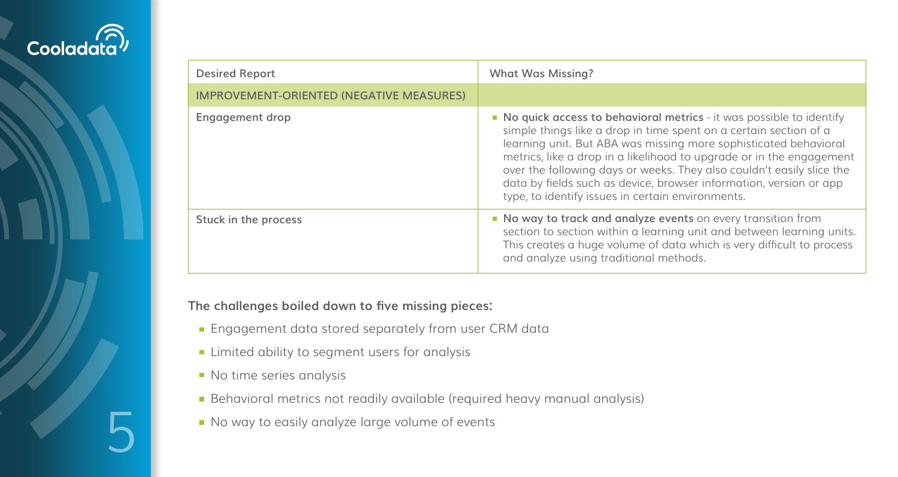| Desired Report | What Was Missing? |
| --- | --- |
| **IMPROVEMENT-ORIENTED (NEGATIVE MEASURES)** | |
| Engagement drop | ▪ **No quick access to behavioral metrics** - it was possible to identify simple things like a drop in time spent on a certain section of a learning unit. But ABA was missing more sophisticated behavioral metrics, like a drop in a likelihood to upgrade or in the engagement over the following days or weeks. They also couldn't easily slice the data by fields such as device, browser information, version or app type, to identify issues in certain environments. |
| Stuck in the process | ▪ **No way to track and analyze events** on every transition from section to section within a learning unit and between learning units. This creates a huge volume of data which is very difficult to process and analyze using traditional methods. |

**The challenges boiled down to five missing pieces:**

- Engagement data stored separately from user CRM data
- Limited ability to segment users for analysis
- No time series analysis
- Behavioral metrics not readily available (required heavy manual analysis)
- No way to easily analyze large volume of events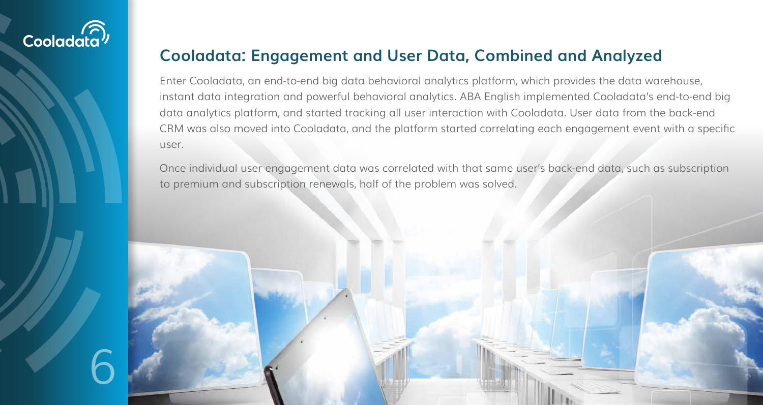## Cooladata: Engagement and User Data, Combined and Analyzed

Enter Cooladata, an end-to-end big data behavioral analytics platform, which provides the data warehouse, instant data integration and powerful behavioral analytics. ABA English implemented Cooladata's end-to-end big data analytics platform, and started tracking all user interaction with Cooladata. User data from the back-end CRM was also moved into Cooladata, and the platform started correlating each engagement event with a specific user.

Once individual user engagement data was correlated with that same user's back-end data, such as subscription to premium and subscription renewals, half of the problem was solved.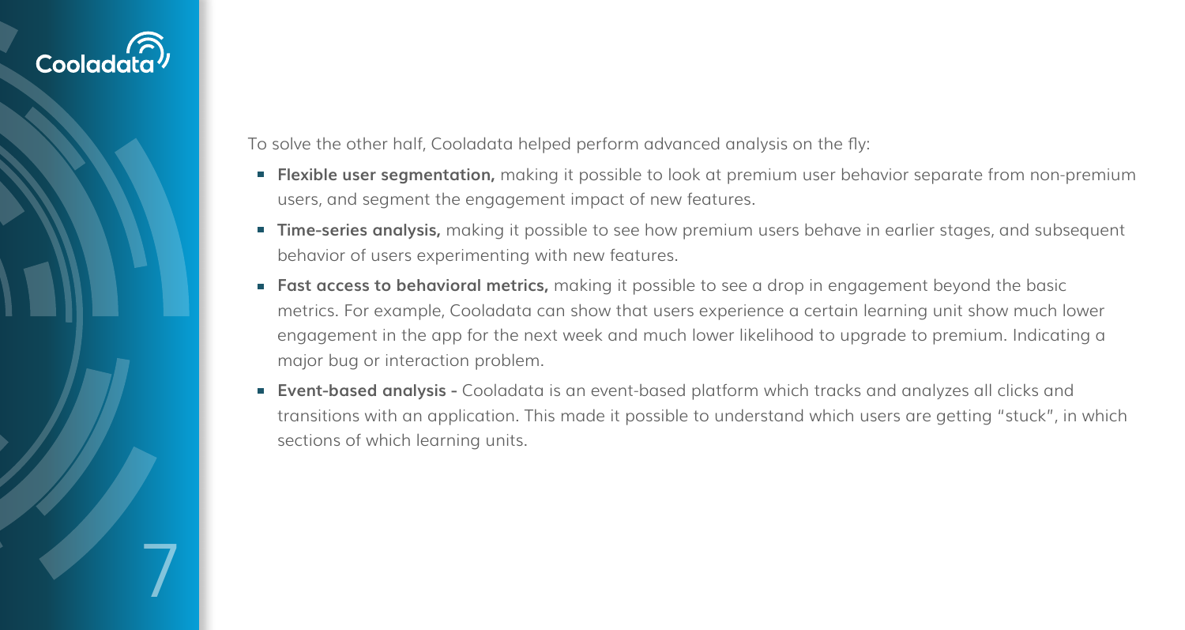To solve the other half, Cooladata helped perform advanced analysis on the fly:

- **Flexible user segmentation,** making it possible to look at premium user behavior separate from non-premium users, and segment the engagement impact of new features.
- **Time-series analysis,** making it possible to see how premium users behave in earlier stages, and subsequent behavior of users experimenting with new features.
- **Fast access to behavioral metrics,** making it possible to see a drop in engagement beyond the basic metrics. For example, Cooladata can show that users experience a certain learning unit show much lower engagement in the app for the next week and much lower likelihood to upgrade to premium. Indicating a major bug or interaction problem.
- **Event-based analysis -** Cooladata is an event-based platform which tracks and analyzes all clicks and transitions with an application. This made it possible to understand which users are getting "stuck", in which sections of which learning units.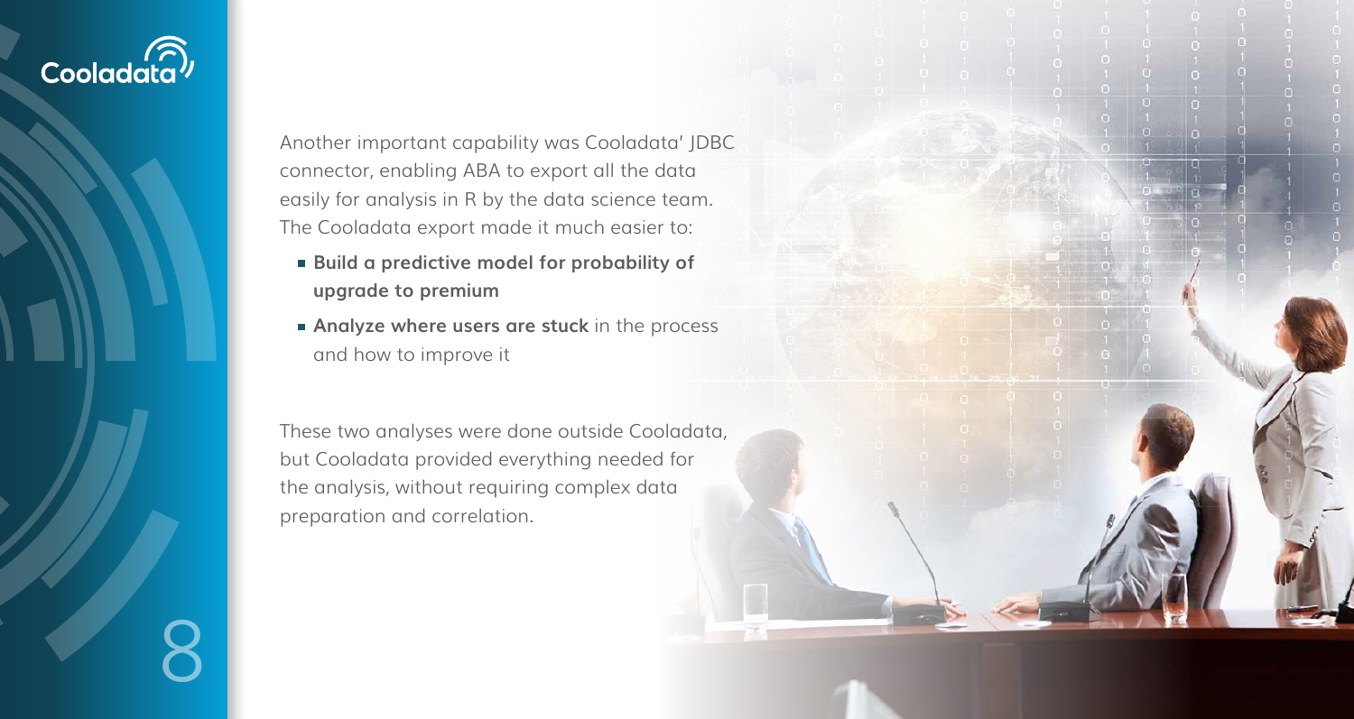Another important capability was Cooladata' JDBC connector, enabling ABA to export all the data easily for analysis in R by the data science team. The Cooladata export made it much easier to:

- **Build a predictive model for probability of upgrade to premium**
- **Analyze where users are stuck** in the process and how to improve it

These two analyses were done outside Cooladata, but Cooladata provided everything needed for the analysis, without requiring complex data preparation and correlation.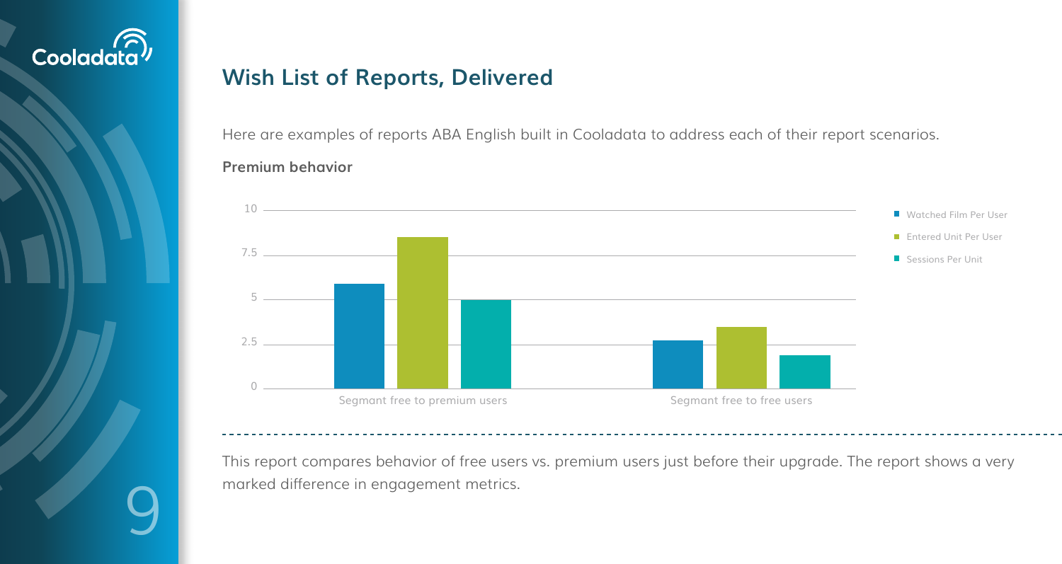## Wish List of Reports, Delivered

Here are examples of reports ABA English built in Cooladata to address each of their report scenarios.

**Premium behavior**

This report compares behavior of free users vs. premium users just before their upgrade. The report shows a very marked difference in engagement metrics.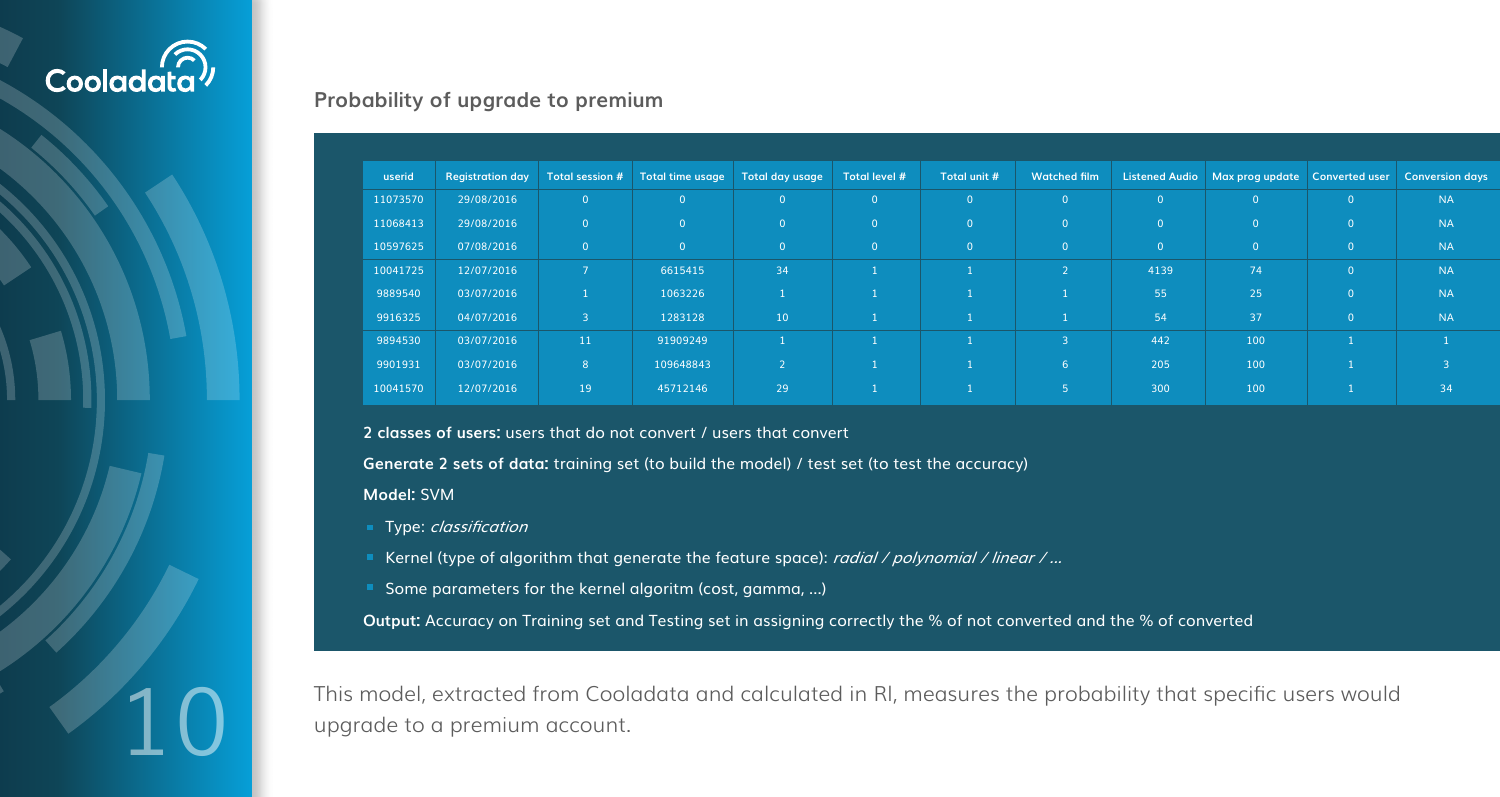## Probability of upgrade to premium

| userid | Registration day | Total session # | Total time usage | Total day usage | Total level # | Total unit # | Watched film | Listened Audio | Max prog update | Converted user | Conversion days |
|---|---|---|---|---|---|---|---|---|---|---|---|
| 11073570 | 29/08/2016 | 0 | 0 | 0 | 0 | 0 | 0 | 0 | 0 | 0 | NA |
| 11068413 | 29/08/2016 | 0 | 0 | 0 | 0 | 0 | 0 | 0 | 0 | 0 | NA |
| 10597625 | 07/08/2016 | 0 | 0 | 0 | 0 | 0 | 0 | 0 | 0 | 0 | NA |
| 10041725 | 12/07/2016 | 7 | 6615415 | 34 | 1 | 1 | 2 | 4139 | 74 | 0 | NA |
| 9889540 | 03/07/2016 | 1 | 1063226 | 1 | 1 | 1 | 1 | 55 | 25 | 0 | NA |
| 9916325 | 04/07/2016 | 3 | 1283128 | 10 | 1 | 1 | 1 | 54 | 37 | 0 | NA |
| 9894530 | 03/07/2016 | 11 | 91909249 | 1 | 1 | 1 | 3 | 442 | 100 | 1 | 1 |
| 9901931 | 03/07/2016 | 8 | 109648843 | 2 | 1 | 1 | 6 | 205 | 100 | 1 | 3 |
| 10041570 | 12/07/2016 | 19 | 45712146 | 29 | 1 | 1 | 5 | 300 | 100 | 1 | 34 |

**2 classes of users:** users that do not convert / users that convert

**Generate 2 sets of data:** training set (to build the model) / test set (to test the accuracy)

**Model:** SVM

- Type: *classification*
- Kernel (type of algorithm that generate the feature space): *radial / polynomial / linear / ...*
- Some parameters for the kernel algoritm (cost, gamma, ...)

**Output:** Accuracy on Training set and Testing set in assigning correctly the % of not converted and the % of converted

This model, extracted from Cooladata and calculated in Rl, measures the probability that specific users would upgrade to a premium account.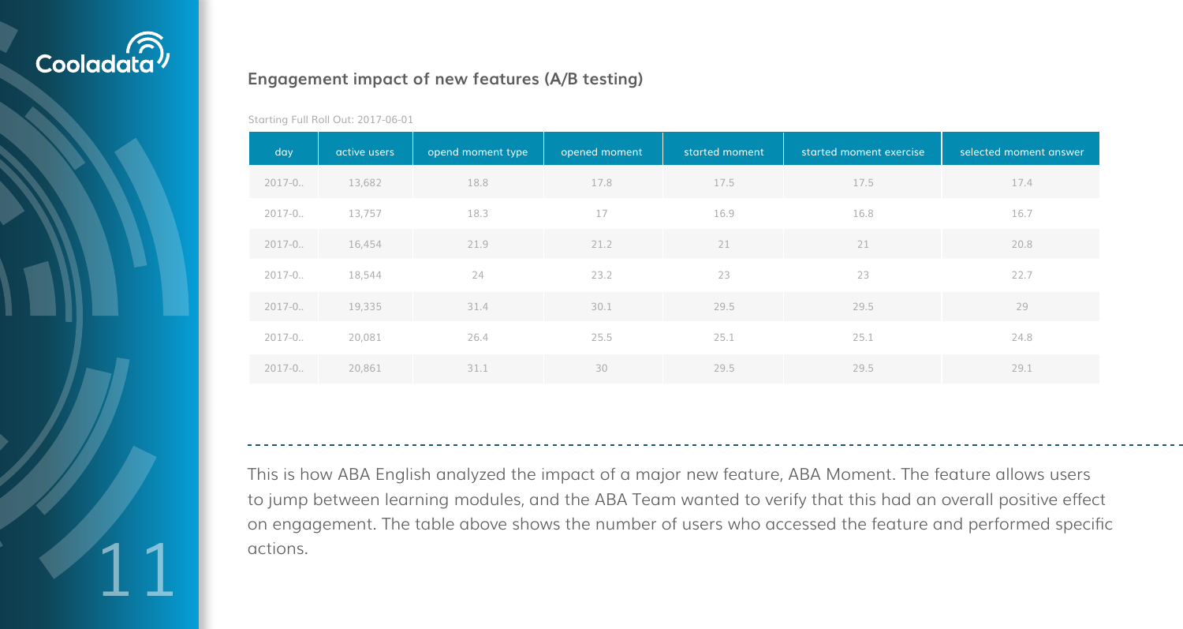## Engagement impact of new features (A/B testing)

Starting Full Roll Out: 2017-06-01

| day | active users | opend moment type | opened moment | started moment | started moment exercise | selected moment answer |
|---|---|---|---|---|---|---|
| 2017-0.. | 13,682 | 18.8 | 17.8 | 17.5 | 17.5 | 17.4 |
| 2017-0.. | 13,757 | 18.3 | 17 | 16.9 | 16.8 | 16.7 |
| 2017-0.. | 16,454 | 21.9 | 21.2 | 21 | 21 | 20.8 |
| 2017-0.. | 18,544 | 24 | 23.2 | 23 | 23 | 22.7 |
| 2017-0.. | 19,335 | 31.4 | 30.1 | 29.5 | 29.5 | 29 |
| 2017-0.. | 20,081 | 26.4 | 25.5 | 25.1 | 25.1 | 24.8 |
| 2017-0.. | 20,861 | 31.1 | 30 | 29.5 | 29.5 | 29.1 |

This is how ABA English analyzed the impact of a major new feature, ABA Moment. The feature allows users to jump between learning modules, and the ABA Team wanted to verify that this had an overall positive effect on engagement. The table above shows the number of users who accessed the feature and performed specific actions.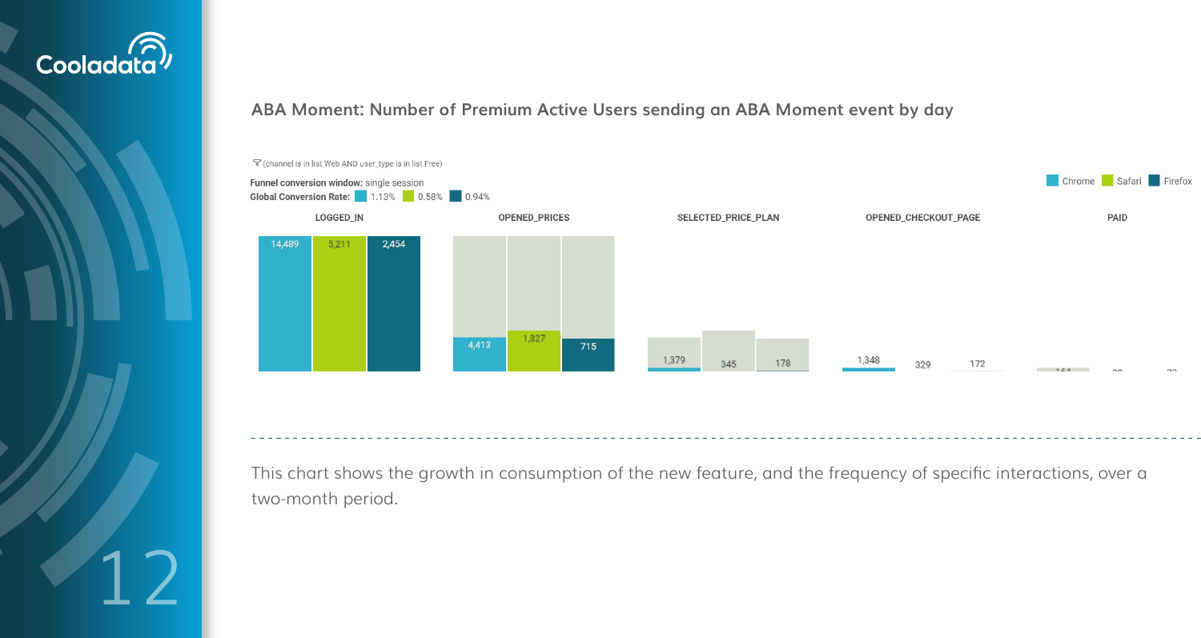**ABA Moment: Number of Premium Active Users sending an ABA Moment event by day**

(channel is in list Web AND user_type is in list Free)

**Funnel conversion window:** single session

**Global Conversion Rate:** Chrome 1.13% | Safari 0.58% | Firefox 0.94%

| Step | Chrome | Safari | Firefox |
| --- | --- | --- | --- |
| LOGGED_IN | 14,489 | 5,211 | 2,454 |
| OPENED_PRICES | 4,413 | 1,827 | 715 |
| SELECTED_PRICE_PLAN | 1,379 | 345 | 178 |
| OPENED_CHECKOUT_PAGE | 1,348 | 329 | 172 |
| PAID | 164 | 30 | 23 |

This chart shows the growth in consumption of the new feature, and the frequency of specific interactions, over a two-month period.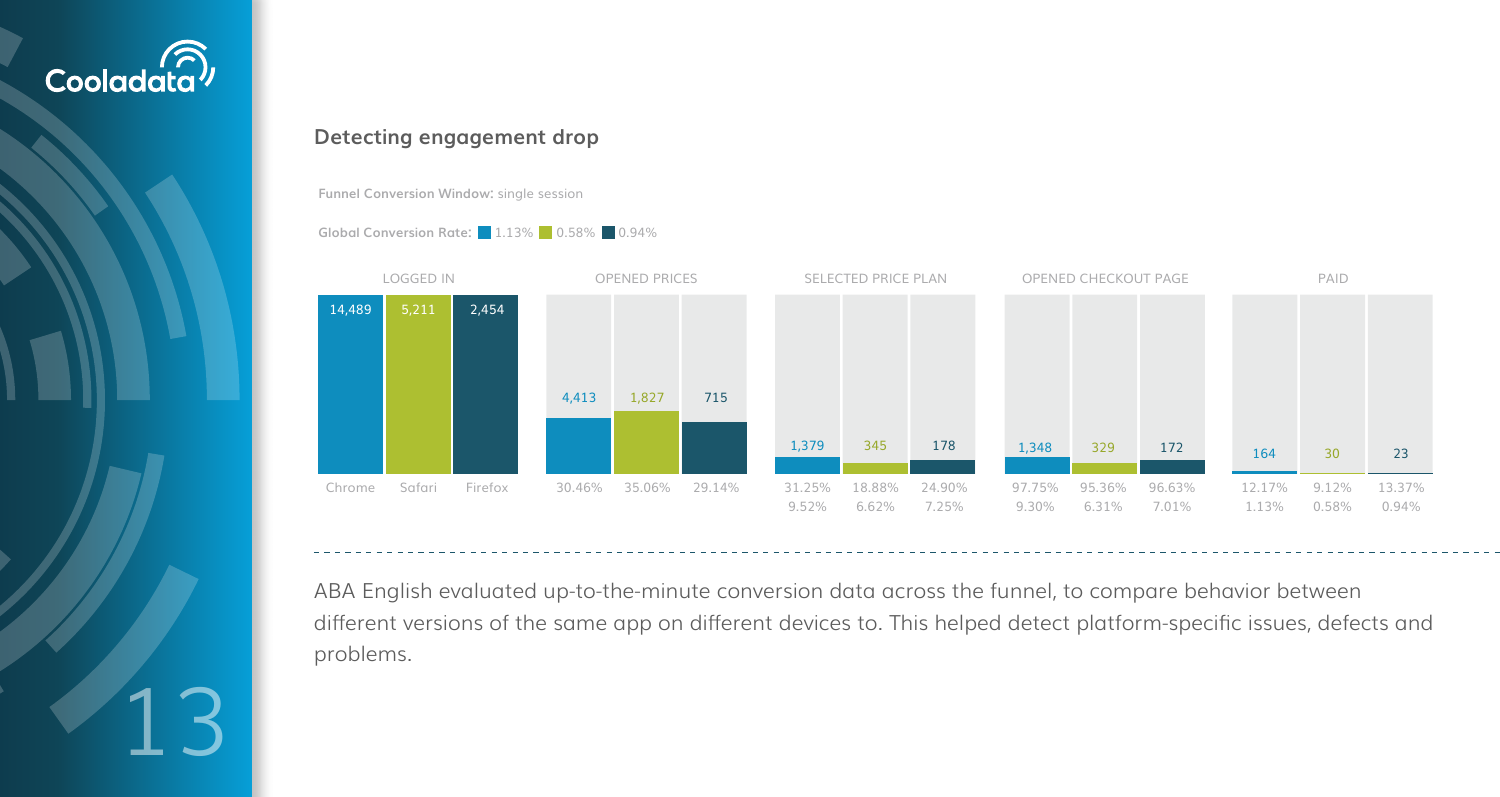## Detecting engagement drop

**Funnel Conversion Window:** single session

**Global Conversion Rate:** 1.13% 0.58% 0.94%

| | LOGGED IN | OPENED PRICES | SELECTED PRICE PLAN | OPENED CHECKOUT PAGE | PAID |
|---|---|---|---|---|---|
| Chrome | 14,489 | 4,413 (30.46%) | 1,379 (31.25% / 9.52%) | 1,348 (97.75% / 9.30%) | 164 (12.17% / 1.13%) |
| Safari | 5,211 | 1,827 (35.06%) | 345 (18.88% / 6.62%) | 329 (95.36% / 6.31%) | 30 (9.12% / 0.58%) |
| Firefox | 2,454 | 715 (29.14%) | 178 (24.90% / 7.25%) | 172 (96.63% / 7.01%) | 23 (13.37% / 0.94%) |

ABA English evaluated up-to-the-minute conversion data across the funnel, to compare behavior between different versions of the same app on different devices to. This helped detect platform-specific issues, defects and problems.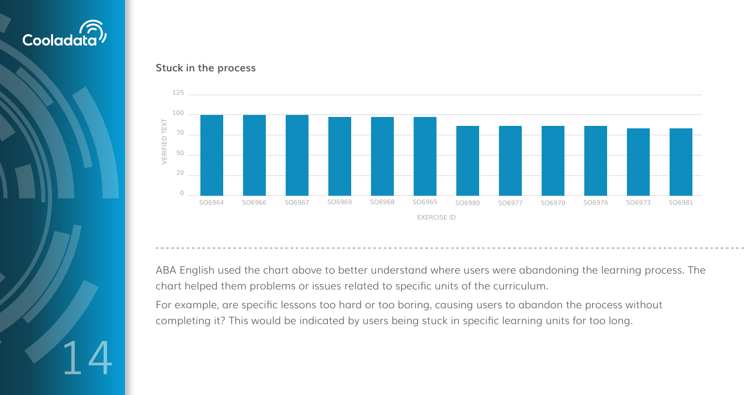**Stuck in the process**

ABA English used the chart above to better understand where users were abandoning the learning process. The chart helped them problems or issues related to specific units of the curriculum.

For example, are specific lessons too hard or too boring, causing users to abandon the process without completing it? This would be indicated by users being stuck in specific learning units for too long.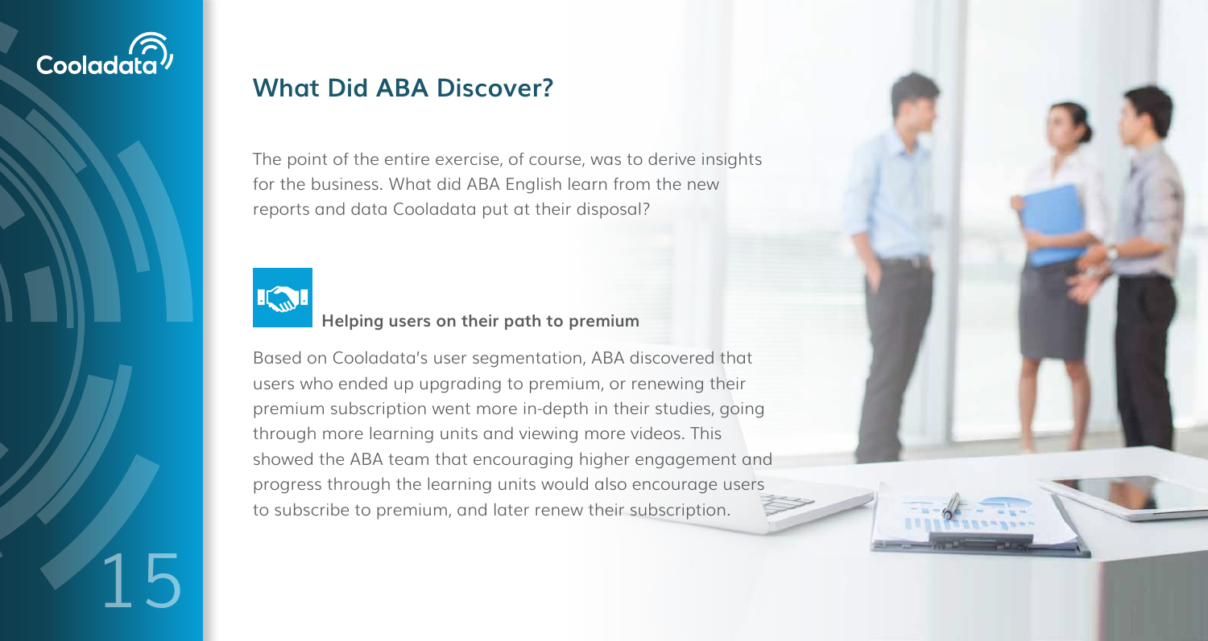## What Did ABA Discover?

The point of the entire exercise, of course, was to derive insights for the business. What did ABA English learn from the new reports and data Cooladata put at their disposal?

### Helping users on their path to premium

Based on Cooladata's user segmentation, ABA discovered that users who ended up upgrading to premium, or renewing their premium subscription went more in-depth in their studies, going through more learning units and viewing more videos. This showed the ABA team that encouraging higher engagement and progress through the learning units would also encourage users to subscribe to premium, and later renew their subscription.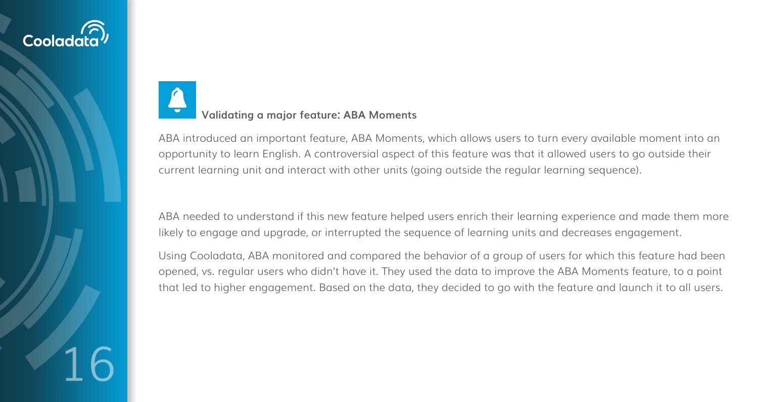### Validating a major feature: ABA Moments

ABA introduced an important feature, ABA Moments, which allows users to turn every available moment into an opportunity to learn English. A controversial aspect of this feature was that it allowed users to go outside their current learning unit and interact with other units (going outside the regular learning sequence).

ABA needed to understand if this new feature helped users enrich their learning experience and made them more likely to engage and upgrade, or interrupted the sequence of learning units and decreases engagement.

Using Cooladata, ABA monitored and compared the behavior of a group of users for which this feature had been opened, vs. regular users who didn't have it. They used the data to improve the ABA Moments feature, to a point that led to higher engagement. Based on the data, they decided to go with the feature and launch it to all users.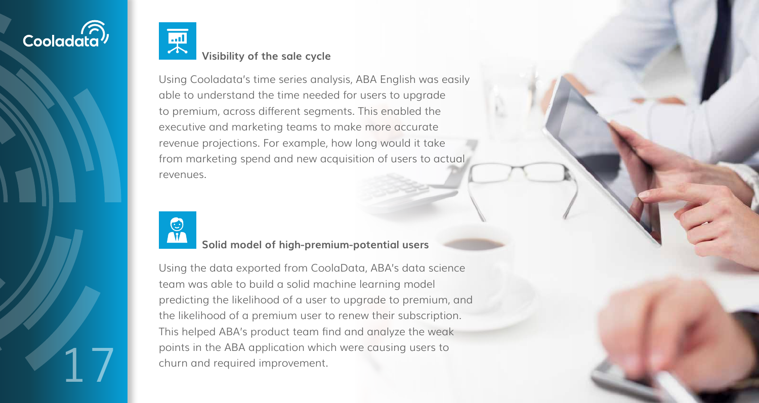### Visibility of the sale cycle

Using Cooladata's time series analysis, ABA English was easily able to understand the time needed for users to upgrade to premium, across different segments. This enabled the executive and marketing teams to make more accurate revenue projections. For example, how long would it take from marketing spend and new acquisition of users to actual revenues.

### Solid model of high-premium-potential users

Using the data exported from CoolaData, ABA's data science team was able to build a solid machine learning model predicting the likelihood of a user to upgrade to premium, and the likelihood of a premium user to renew their subscription. This helped ABA's product team find and analyze the weak points in the ABA application which were causing users to churn and required improvement.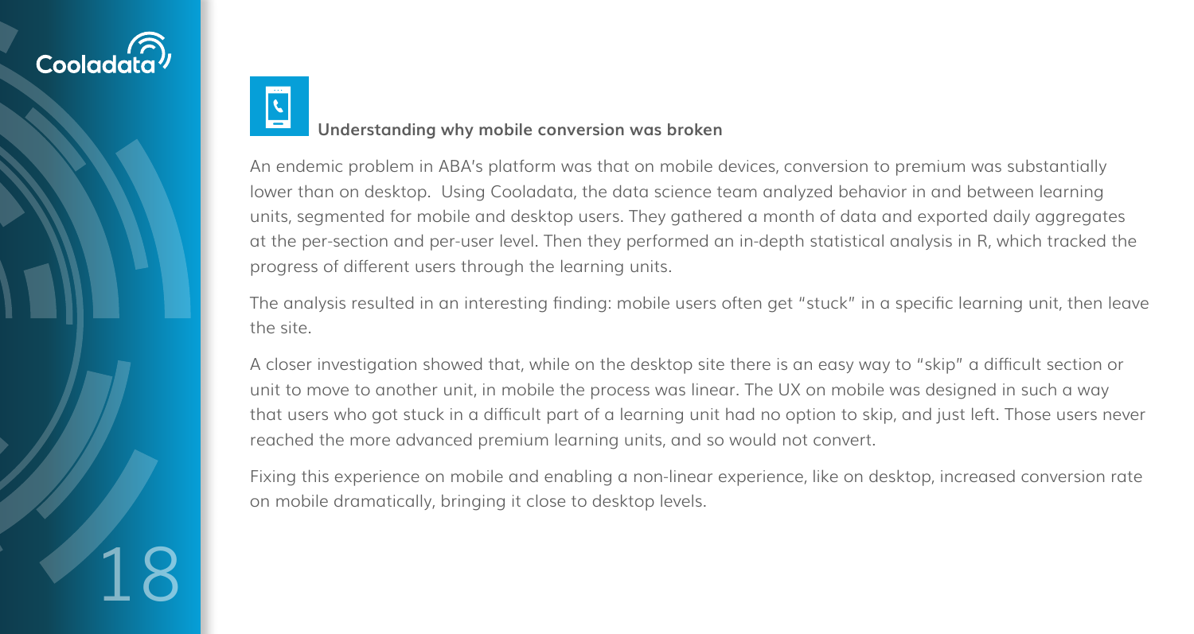### Understanding why mobile conversion was broken

An endemic problem in ABA's platform was that on mobile devices, conversion to premium was substantially lower than on desktop. Using Cooladata, the data science team analyzed behavior in and between learning units, segmented for mobile and desktop users. They gathered a month of data and exported daily aggregates at the per-section and per-user level. Then they performed an in-depth statistical analysis in R, which tracked the progress of different users through the learning units.

The analysis resulted in an interesting finding: mobile users often get "stuck" in a specific learning unit, then leave the site.

A closer investigation showed that, while on the desktop site there is an easy way to "skip" a difficult section or unit to move to another unit, in mobile the process was linear. The UX on mobile was designed in such a way that users who got stuck in a difficult part of a learning unit had no option to skip, and just left. Those users never reached the more advanced premium learning units, and so would not convert.

Fixing this experience on mobile and enabling a non-linear experience, like on desktop, increased conversion rate on mobile dramatically, bringing it close to desktop levels.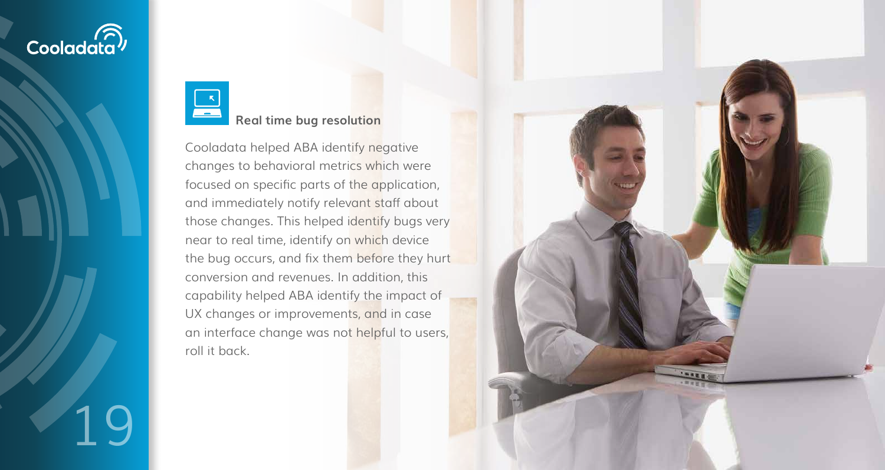### Real time bug resolution

Cooladata helped ABA identify negative changes to behavioral metrics which were focused on specific parts of the application, and immediately notify relevant staff about those changes. This helped identify bugs very near to real time, identify on which device the bug occurs, and fix them before they hurt conversion and revenues. In addition, this capability helped ABA identify the impact of UX changes or improvements, and in case an interface change was not helpful to users, roll it back.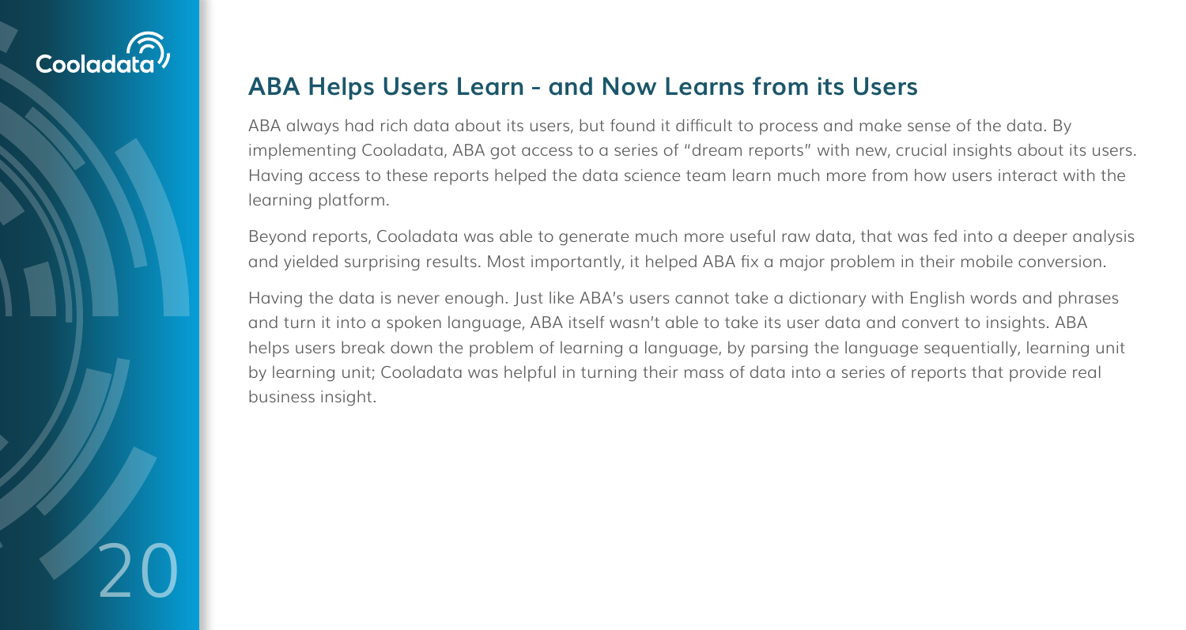## ABA Helps Users Learn - and Now Learns from its Users

ABA always had rich data about its users, but found it difficult to process and make sense of the data. By implementing Cooladata, ABA got access to a series of "dream reports" with new, crucial insights about its users. Having access to these reports helped the data science team learn much more from how users interact with the learning platform.

Beyond reports, Cooladata was able to generate much more useful raw data, that was fed into a deeper analysis and yielded surprising results. Most importantly, it helped ABA fix a major problem in their mobile conversion.

Having the data is never enough. Just like ABA's users cannot take a dictionary with English words and phrases and turn it into a spoken language, ABA itself wasn't able to take its user data and convert to insights. ABA helps users break down the problem of learning a language, by parsing the language sequentially, learning unit by learning unit; Cooladata was helpful in turning their mass of data into a series of reports that provide real business insight.